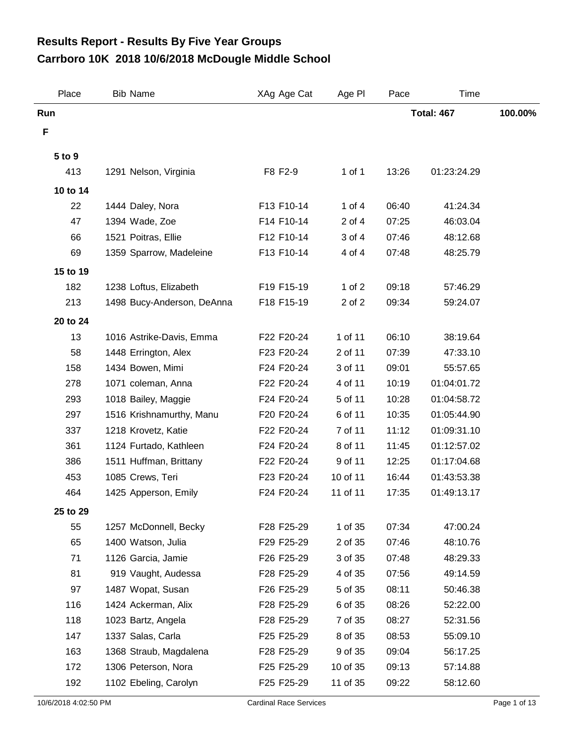# Results Report - Results By Five Year Groups
## Carrboro 10K 2018 10/6/2018 McDougle Middle School

| Place | Bib | Name | XAg | Age Cat | Age Pl | Pace | Time | |
|---|---|---|---|---|---|---|---|---|
| **Run** | | | | | | | **Total: 467** | **100.00%** |
| **F** | | | | | | | | |
| **5 to 9** | | | | | | | | |
| 413 | 1291 | Nelson, Virginia | F8 | F2-9 | 1 of 1 | 13:26 | 01:23:24.29 | |
| **10 to 14** | | | | | | | | |
| 22 | 1444 | Daley, Nora | F13 | F10-14 | 1 of 4 | 06:40 | 41:24.34 | |
| 47 | 1394 | Wade, Zoe | F14 | F10-14 | 2 of 4 | 07:25 | 46:03.04 | |
| 66 | 1521 | Poitras, Ellie | F12 | F10-14 | 3 of 4 | 07:46 | 48:12.68 | |
| 69 | 1359 | Sparrow, Madeleine | F13 | F10-14 | 4 of 4 | 07:48 | 48:25.79 | |
| **15 to 19** | | | | | | | | |
| 182 | 1238 | Loftus, Elizabeth | F19 | F15-19 | 1 of 2 | 09:18 | 57:46.29 | |
| 213 | 1498 | Bucy-Anderson, DeAnna | F18 | F15-19 | 2 of 2 | 09:34 | 59:24.07 | |
| **20 to 24** | | | | | | | | |
| 13 | 1016 | Astrike-Davis, Emma | F22 | F20-24 | 1 of 11 | 06:10 | 38:19.64 | |
| 58 | 1448 | Errington, Alex | F23 | F20-24 | 2 of 11 | 07:39 | 47:33.10 | |
| 158 | 1434 | Bowen, Mimi | F24 | F20-24 | 3 of 11 | 09:01 | 55:57.65 | |
| 278 | 1071 | coleman, Anna | F22 | F20-24 | 4 of 11 | 10:19 | 01:04:01.72 | |
| 293 | 1018 | Bailey, Maggie | F24 | F20-24 | 5 of 11 | 10:28 | 01:04:58.72 | |
| 297 | 1516 | Krishnamurthy, Manu | F20 | F20-24 | 6 of 11 | 10:35 | 01:05:44.90 | |
| 337 | 1218 | Krovetz, Katie | F22 | F20-24 | 7 of 11 | 11:12 | 01:09:31.10 | |
| 361 | 1124 | Furtado, Kathleen | F24 | F20-24 | 8 of 11 | 11:45 | 01:12:57.02 | |
| 386 | 1511 | Huffman, Brittany | F22 | F20-24 | 9 of 11 | 12:25 | 01:17:04.68 | |
| 453 | 1085 | Crews, Teri | F23 | F20-24 | 10 of 11 | 16:44 | 01:43:53.38 | |
| 464 | 1425 | Apperson, Emily | F24 | F20-24 | 11 of 11 | 17:35 | 01:49:13.17 | |
| **25 to 29** | | | | | | | | |
| 55 | 1257 | McDonnell, Becky | F28 | F25-29 | 1 of 35 | 07:34 | 47:00.24 | |
| 65 | 1400 | Watson, Julia | F29 | F25-29 | 2 of 35 | 07:46 | 48:10.76 | |
| 71 | 1126 | Garcia, Jamie | F26 | F25-29 | 3 of 35 | 07:48 | 48:29.33 | |
| 81 | 919 | Vaught, Audessa | F28 | F25-29 | 4 of 35 | 07:56 | 49:14.59 | |
| 97 | 1487 | Wopat, Susan | F26 | F25-29 | 5 of 35 | 08:11 | 50:46.38 | |
| 116 | 1424 | Ackerman, Alix | F28 | F25-29 | 6 of 35 | 08:26 | 52:22.00 | |
| 118 | 1023 | Bartz, Angela | F28 | F25-29 | 7 of 35 | 08:27 | 52:31.56 | |
| 147 | 1337 | Salas, Carla | F25 | F25-29 | 8 of 35 | 08:53 | 55:09.10 | |
| 163 | 1368 | Straub, Magdalena | F28 | F25-29 | 9 of 35 | 09:04 | 56:17.25 | |
| 172 | 1306 | Peterson, Nora | F25 | F25-29 | 10 of 35 | 09:13 | 57:14.88 | |
| 192 | 1102 | Ebeling, Carolyn | F25 | F25-29 | 11 of 35 | 09:22 | 58:12.60 | |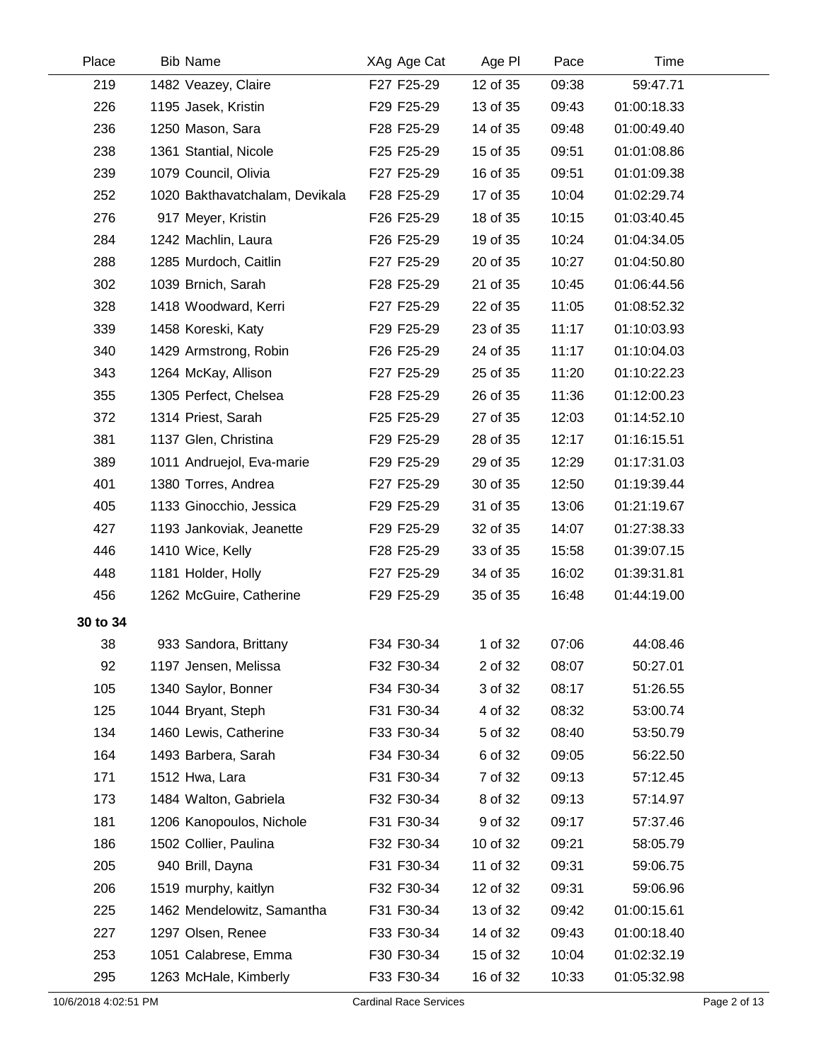| Place | Bib | Name | XAg | Age Cat | Age Pl | Pace | Time |
|---|---|---|---|---|---|---|---|
| 219 | 1482 | Veazey, Claire | F27 | F25-29 | 12 of 35 | 09:38 | 59:47.71 |
| 226 | 1195 | Jasek, Kristin | F29 | F25-29 | 13 of 35 | 09:43 | 01:00:18.33 |
| 236 | 1250 | Mason, Sara | F28 | F25-29 | 14 of 35 | 09:48 | 01:00:49.40 |
| 238 | 1361 | Stantial, Nicole | F25 | F25-29 | 15 of 35 | 09:51 | 01:01:08.86 |
| 239 | 1079 | Council, Olivia | F27 | F25-29 | 16 of 35 | 09:51 | 01:01:09.38 |
| 252 | 1020 | Bakthavatchalam, Devikala | F28 | F25-29 | 17 of 35 | 10:04 | 01:02:29.74 |
| 276 | 917 | Meyer, Kristin | F26 | F25-29 | 18 of 35 | 10:15 | 01:03:40.45 |
| 284 | 1242 | Machlin, Laura | F26 | F25-29 | 19 of 35 | 10:24 | 01:04:34.05 |
| 288 | 1285 | Murdoch, Caitlin | F27 | F25-29 | 20 of 35 | 10:27 | 01:04:50.80 |
| 302 | 1039 | Brnich, Sarah | F28 | F25-29 | 21 of 35 | 10:45 | 01:06:44.56 |
| 328 | 1418 | Woodward, Kerri | F27 | F25-29 | 22 of 35 | 11:05 | 01:08:52.32 |
| 339 | 1458 | Koreski, Katy | F29 | F25-29 | 23 of 35 | 11:17 | 01:10:03.93 |
| 340 | 1429 | Armstrong, Robin | F26 | F25-29 | 24 of 35 | 11:17 | 01:10:04.03 |
| 343 | 1264 | McKay, Allison | F27 | F25-29 | 25 of 35 | 11:20 | 01:10:22.23 |
| 355 | 1305 | Perfect, Chelsea | F28 | F25-29 | 26 of 35 | 11:36 | 01:12:00.23 |
| 372 | 1314 | Priest, Sarah | F25 | F25-29 | 27 of 35 | 12:03 | 01:14:52.10 |
| 381 | 1137 | Glen, Christina | F29 | F25-29 | 28 of 35 | 12:17 | 01:16:15.51 |
| 389 | 1011 | Andruejol, Eva-marie | F29 | F25-29 | 29 of 35 | 12:29 | 01:17:31.03 |
| 401 | 1380 | Torres, Andrea | F27 | F25-29 | 30 of 35 | 12:50 | 01:19:39.44 |
| 405 | 1133 | Ginocchio, Jessica | F29 | F25-29 | 31 of 35 | 13:06 | 01:21:19.67 |
| 427 | 1193 | Jankoviak, Jeanette | F29 | F25-29 | 32 of 35 | 14:07 | 01:27:38.33 |
| 446 | 1410 | Wice, Kelly | F28 | F25-29 | 33 of 35 | 15:58 | 01:39:07.15 |
| 448 | 1181 | Holder, Holly | F27 | F25-29 | 34 of 35 | 16:02 | 01:39:31.81 |
| 456 | 1262 | McGuire, Catherine | F29 | F25-29 | 35 of 35 | 16:48 | 01:44:19.00 |
| **30 to 34** | | | | | | | |
| 38 | 933 | Sandora, Brittany | F34 | F30-34 | 1 of 32 | 07:06 | 44:08.46 |
| 92 | 1197 | Jensen, Melissa | F32 | F30-34 | 2 of 32 | 08:07 | 50:27.01 |
| 105 | 1340 | Saylor, Bonner | F34 | F30-34 | 3 of 32 | 08:17 | 51:26.55 |
| 125 | 1044 | Bryant, Steph | F31 | F30-34 | 4 of 32 | 08:32 | 53:00.74 |
| 134 | 1460 | Lewis, Catherine | F33 | F30-34 | 5 of 32 | 08:40 | 53:50.79 |
| 164 | 1493 | Barbera, Sarah | F34 | F30-34 | 6 of 32 | 09:05 | 56:22.50 |
| 171 | 1512 | Hwa, Lara | F31 | F30-34 | 7 of 32 | 09:13 | 57:12.45 |
| 173 | 1484 | Walton, Gabriela | F32 | F30-34 | 8 of 32 | 09:13 | 57:14.97 |
| 181 | 1206 | Kanopoulos, Nichole | F31 | F30-34 | 9 of 32 | 09:17 | 57:37.46 |
| 186 | 1502 | Collier, Paulina | F32 | F30-34 | 10 of 32 | 09:21 | 58:05.79 |
| 205 | 940 | Brill, Dayna | F31 | F30-34 | 11 of 32 | 09:31 | 59:06.75 |
| 206 | 1519 | murphy, kaitlyn | F32 | F30-34 | 12 of 32 | 09:31 | 59:06.96 |
| 225 | 1462 | Mendelowitz, Samantha | F31 | F30-34 | 13 of 32 | 09:42 | 01:00:15.61 |
| 227 | 1297 | Olsen, Renee | F33 | F30-34 | 14 of 32 | 09:43 | 01:00:18.40 |
| 253 | 1051 | Calabrese, Emma | F30 | F30-34 | 15 of 32 | 10:04 | 01:02:32.19 |
| 295 | 1263 | McHale, Kimberly | F33 | F30-34 | 16 of 32 | 10:33 | 01:05:32.98 |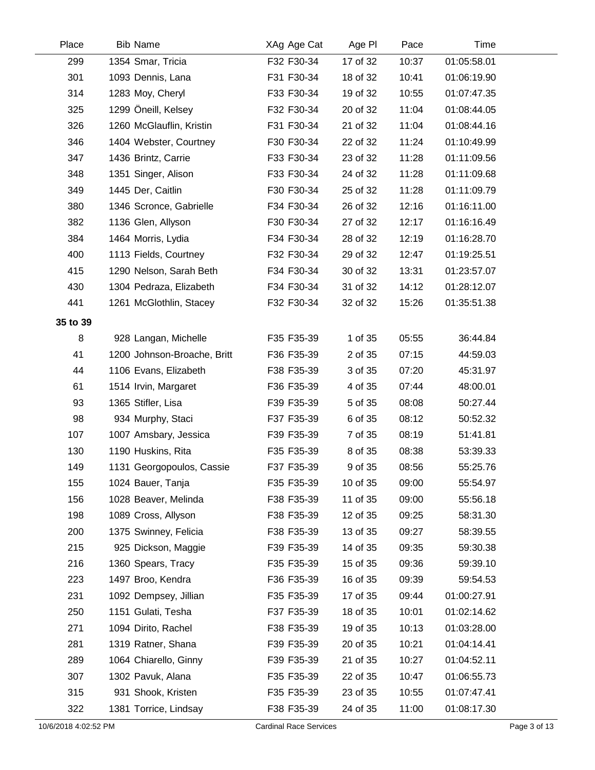| Place | Bib | Name | XAg | Age Cat | Age Pl | Pace | Time |
|---|---|---|---|---|---|---|---|
| 299 | 1354 | Smar, Tricia | F32 | F30-34 | 17 of 32 | 10:37 | 01:05:58.01 |
| 301 | 1093 | Dennis, Lana | F31 | F30-34 | 18 of 32 | 10:41 | 01:06:19.90 |
| 314 | 1283 | Moy, Cheryl | F33 | F30-34 | 19 of 32 | 10:55 | 01:07:47.35 |
| 325 | 1299 | Öneill, Kelsey | F32 | F30-34 | 20 of 32 | 11:04 | 01:08:44.05 |
| 326 | 1260 | McGlauflin, Kristin | F31 | F30-34 | 21 of 32 | 11:04 | 01:08:44.16 |
| 346 | 1404 | Webster, Courtney | F30 | F30-34 | 22 of 32 | 11:24 | 01:10:49.99 |
| 347 | 1436 | Brintz, Carrie | F33 | F30-34 | 23 of 32 | 11:28 | 01:11:09.56 |
| 348 | 1351 | Singer, Alison | F33 | F30-34 | 24 of 32 | 11:28 | 01:11:09.68 |
| 349 | 1445 | Der, Caitlin | F30 | F30-34 | 25 of 32 | 11:28 | 01:11:09.79 |
| 380 | 1346 | Scronce, Gabrielle | F34 | F30-34 | 26 of 32 | 12:16 | 01:16:11.00 |
| 382 | 1136 | Glen, Allyson | F30 | F30-34 | 27 of 32 | 12:17 | 01:16:16.49 |
| 384 | 1464 | Morris, Lydia | F34 | F30-34 | 28 of 32 | 12:19 | 01:16:28.70 |
| 400 | 1113 | Fields, Courtney | F32 | F30-34 | 29 of 32 | 12:47 | 01:19:25.51 |
| 415 | 1290 | Nelson, Sarah Beth | F34 | F30-34 | 30 of 32 | 13:31 | 01:23:57.07 |
| 430 | 1304 | Pedraza, Elizabeth | F34 | F30-34 | 31 of 32 | 14:12 | 01:28:12.07 |
| 441 | 1261 | McGlothlin, Stacey | F32 | F30-34 | 32 of 32 | 15:26 | 01:35:51.38 |
| **35 to 39** | | | | | | | |
| 8 | 928 | Langan, Michelle | F35 | F35-39 | 1 of 35 | 05:55 | 36:44.84 |
| 41 | 1200 | Johnson-Broache, Britt | F36 | F35-39 | 2 of 35 | 07:15 | 44:59.03 |
| 44 | 1106 | Evans, Elizabeth | F38 | F35-39 | 3 of 35 | 07:20 | 45:31.97 |
| 61 | 1514 | Irvin, Margaret | F36 | F35-39 | 4 of 35 | 07:44 | 48:00.01 |
| 93 | 1365 | Stifler, Lisa | F39 | F35-39 | 5 of 35 | 08:08 | 50:27.44 |
| 98 | 934 | Murphy, Staci | F37 | F35-39 | 6 of 35 | 08:12 | 50:52.32 |
| 107 | 1007 | Amsbary, Jessica | F39 | F35-39 | 7 of 35 | 08:19 | 51:41.81 |
| 130 | 1190 | Huskins, Rita | F35 | F35-39 | 8 of 35 | 08:38 | 53:39.33 |
| 149 | 1131 | Georgopoulos, Cassie | F37 | F35-39 | 9 of 35 | 08:56 | 55:25.76 |
| 155 | 1024 | Bauer, Tanja | F35 | F35-39 | 10 of 35 | 09:00 | 55:54.97 |
| 156 | 1028 | Beaver, Melinda | F38 | F35-39 | 11 of 35 | 09:00 | 55:56.18 |
| 198 | 1089 | Cross, Allyson | F38 | F35-39 | 12 of 35 | 09:25 | 58:31.30 |
| 200 | 1375 | Swinney, Felicia | F38 | F35-39 | 13 of 35 | 09:27 | 58:39.55 |
| 215 | 925 | Dickson, Maggie | F39 | F35-39 | 14 of 35 | 09:35 | 59:30.38 |
| 216 | 1360 | Spears, Tracy | F35 | F35-39 | 15 of 35 | 09:36 | 59:39.10 |
| 223 | 1497 | Broo, Kendra | F36 | F35-39 | 16 of 35 | 09:39 | 59:54.53 |
| 231 | 1092 | Dempsey, Jillian | F35 | F35-39 | 17 of 35 | 09:44 | 01:00:27.91 |
| 250 | 1151 | Gulati, Tesha | F37 | F35-39 | 18 of 35 | 10:01 | 01:02:14.62 |
| 271 | 1094 | Dirito, Rachel | F38 | F35-39 | 19 of 35 | 10:13 | 01:03:28.00 |
| 281 | 1319 | Ratner, Shana | F39 | F35-39 | 20 of 35 | 10:21 | 01:04:14.41 |
| 289 | 1064 | Chiarello, Ginny | F39 | F35-39 | 21 of 35 | 10:27 | 01:04:52.11 |
| 307 | 1302 | Pavuk, Alana | F35 | F35-39 | 22 of 35 | 10:47 | 01:06:55.73 |
| 315 | 931 | Shook, Kristen | F35 | F35-39 | 23 of 35 | 10:55 | 01:07:47.41 |
| 322 | 1381 | Torrice, Lindsay | F38 | F35-39 | 24 of 35 | 11:00 | 01:08:17.30 |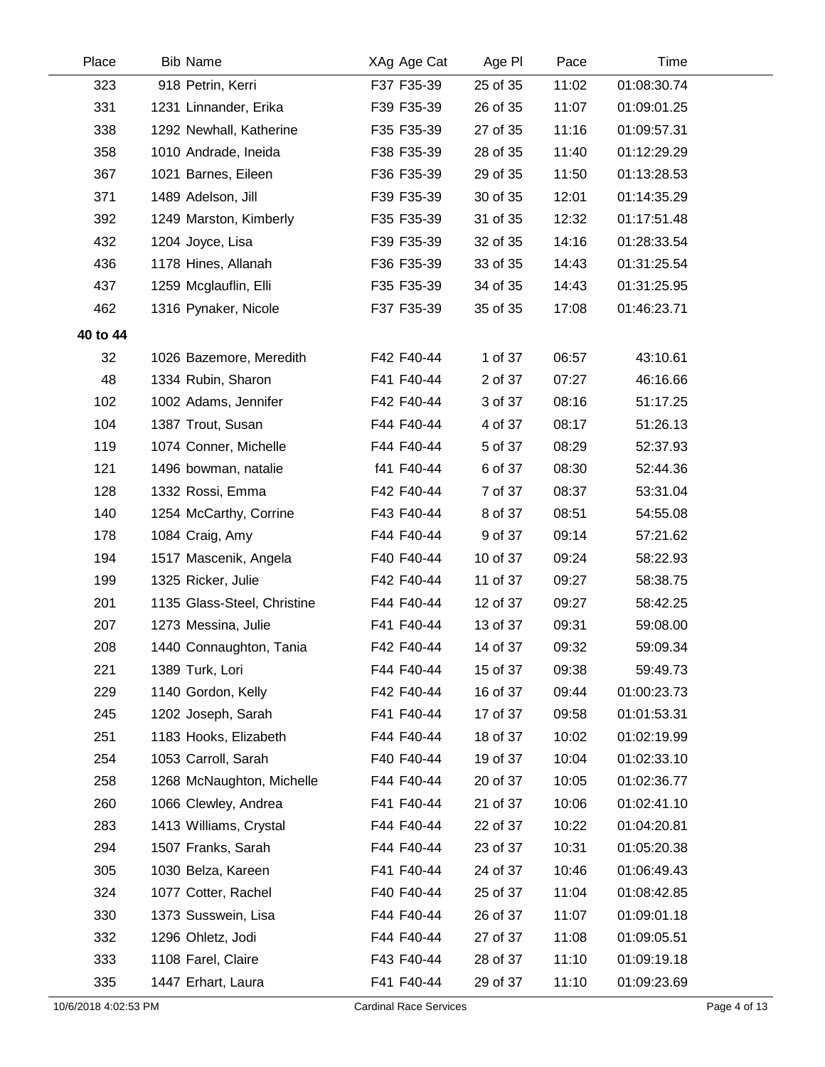| Place | Bib | Name | XAg | Age Cat | Age Pl | Pace | Time |
|---|---|---|---|---|---|---|---|
| 323 | 918 | Petrin, Kerri | F37 | F35-39 | 25 of 35 | 11:02 | 01:08:30.74 |
| 331 | 1231 | Linnander, Erika | F39 | F35-39 | 26 of 35 | 11:07 | 01:09:01.25 |
| 338 | 1292 | Newhall, Katherine | F35 | F35-39 | 27 of 35 | 11:16 | 01:09:57.31 |
| 358 | 1010 | Andrade, Ineida | F38 | F35-39 | 28 of 35 | 11:40 | 01:12:29.29 |
| 367 | 1021 | Barnes, Eileen | F36 | F35-39 | 29 of 35 | 11:50 | 01:13:28.53 |
| 371 | 1489 | Adelson, Jill | F39 | F35-39 | 30 of 35 | 12:01 | 01:14:35.29 |
| 392 | 1249 | Marston, Kimberly | F35 | F35-39 | 31 of 35 | 12:32 | 01:17:51.48 |
| 432 | 1204 | Joyce, Lisa | F39 | F35-39 | 32 of 35 | 14:16 | 01:28:33.54 |
| 436 | 1178 | Hines, Allanah | F36 | F35-39 | 33 of 35 | 14:43 | 01:31:25.54 |
| 437 | 1259 | Mcglauflin, Elli | F35 | F35-39 | 34 of 35 | 14:43 | 01:31:25.95 |
| 462 | 1316 | Pynaker, Nicole | F37 | F35-39 | 35 of 35 | 17:08 | 01:46:23.71 |
| **40 to 44** | | | | | | | |
| 32 | 1026 | Bazemore, Meredith | F42 | F40-44 | 1 of 37 | 06:57 | 43:10.61 |
| 48 | 1334 | Rubin, Sharon | F41 | F40-44 | 2 of 37 | 07:27 | 46:16.66 |
| 102 | 1002 | Adams, Jennifer | F42 | F40-44 | 3 of 37 | 08:16 | 51:17.25 |
| 104 | 1387 | Trout, Susan | F44 | F40-44 | 4 of 37 | 08:17 | 51:26.13 |
| 119 | 1074 | Conner, Michelle | F44 | F40-44 | 5 of 37 | 08:29 | 52:37.93 |
| 121 | 1496 | bowman, natalie | f41 | F40-44 | 6 of 37 | 08:30 | 52:44.36 |
| 128 | 1332 | Rossi, Emma | F42 | F40-44 | 7 of 37 | 08:37 | 53:31.04 |
| 140 | 1254 | McCarthy, Corrine | F43 | F40-44 | 8 of 37 | 08:51 | 54:55.08 |
| 178 | 1084 | Craig, Amy | F44 | F40-44 | 9 of 37 | 09:14 | 57:21.62 |
| 194 | 1517 | Mascenik, Angela | F40 | F40-44 | 10 of 37 | 09:24 | 58:22.93 |
| 199 | 1325 | Ricker, Julie | F42 | F40-44 | 11 of 37 | 09:27 | 58:38.75 |
| 201 | 1135 | Glass-Steel, Christine | F44 | F40-44 | 12 of 37 | 09:27 | 58:42.25 |
| 207 | 1273 | Messina, Julie | F41 | F40-44 | 13 of 37 | 09:31 | 59:08.00 |
| 208 | 1440 | Connaughton, Tania | F42 | F40-44 | 14 of 37 | 09:32 | 59:09.34 |
| 221 | 1389 | Turk, Lori | F44 | F40-44 | 15 of 37 | 09:38 | 59:49.73 |
| 229 | 1140 | Gordon, Kelly | F42 | F40-44 | 16 of 37 | 09:44 | 01:00:23.73 |
| 245 | 1202 | Joseph, Sarah | F41 | F40-44 | 17 of 37 | 09:58 | 01:01:53.31 |
| 251 | 1183 | Hooks, Elizabeth | F44 | F40-44 | 18 of 37 | 10:02 | 01:02:19.99 |
| 254 | 1053 | Carroll, Sarah | F40 | F40-44 | 19 of 37 | 10:04 | 01:02:33.10 |
| 258 | 1268 | McNaughton, Michelle | F44 | F40-44 | 20 of 37 | 10:05 | 01:02:36.77 |
| 260 | 1066 | Clewley, Andrea | F41 | F40-44 | 21 of 37 | 10:06 | 01:02:41.10 |
| 283 | 1413 | Williams, Crystal | F44 | F40-44 | 22 of 37 | 10:22 | 01:04:20.81 |
| 294 | 1507 | Franks, Sarah | F44 | F40-44 | 23 of 37 | 10:31 | 01:05:20.38 |
| 305 | 1030 | Belza, Kareen | F41 | F40-44 | 24 of 37 | 10:46 | 01:06:49.43 |
| 324 | 1077 | Cotter, Rachel | F40 | F40-44 | 25 of 37 | 11:04 | 01:08:42.85 |
| 330 | 1373 | Susswein, Lisa | F44 | F40-44 | 26 of 37 | 11:07 | 01:09:01.18 |
| 332 | 1296 | Ohletz, Jodi | F44 | F40-44 | 27 of 37 | 11:08 | 01:09:05.51 |
| 333 | 1108 | Farel, Claire | F43 | F40-44 | 28 of 37 | 11:10 | 01:09:19.18 |
| 335 | 1447 | Erhart, Laura | F41 | F40-44 | 29 of 37 | 11:10 | 01:09:23.69 |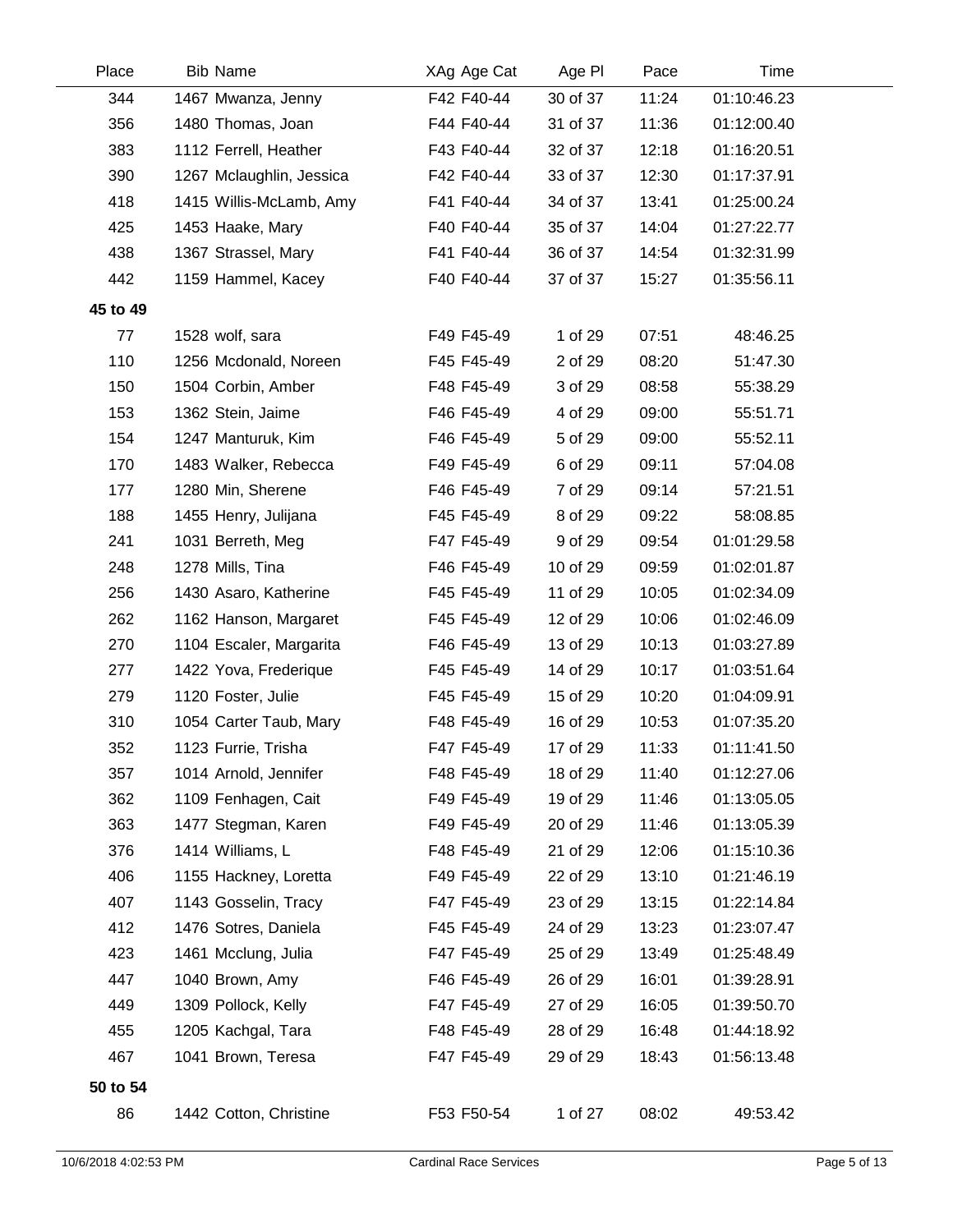| Place | Bib | Name | XAg | Age Cat | Age Pl | Pace | Time |
|---|---|---|---|---|---|---|---|
| 344 | 1467 | Mwanza, Jenny | F42 | F40-44 | 30 of 37 | 11:24 | 01:10:46.23 |
| 356 | 1480 | Thomas, Joan | F44 | F40-44 | 31 of 37 | 11:36 | 01:12:00.40 |
| 383 | 1112 | Ferrell, Heather | F43 | F40-44 | 32 of 37 | 12:18 | 01:16:20.51 |
| 390 | 1267 | Mclaughlin, Jessica | F42 | F40-44 | 33 of 37 | 12:30 | 01:17:37.91 |
| 418 | 1415 | Willis-McLamb, Amy | F41 | F40-44 | 34 of 37 | 13:41 | 01:25:00.24 |
| 425 | 1453 | Haake, Mary | F40 | F40-44 | 35 of 37 | 14:04 | 01:27:22.77 |
| 438 | 1367 | Strassel, Mary | F41 | F40-44 | 36 of 37 | 14:54 | 01:32:31.99 |
| 442 | 1159 | Hammel, Kacey | F40 | F40-44 | 37 of 37 | 15:27 | 01:35:56.11 |
| **45 to 49** | | | | | | | |
| 77 | 1528 | wolf, sara | F49 | F45-49 | 1 of 29 | 07:51 | 48:46.25 |
| 110 | 1256 | Mcdonald, Noreen | F45 | F45-49 | 2 of 29 | 08:20 | 51:47.30 |
| 150 | 1504 | Corbin, Amber | F48 | F45-49 | 3 of 29 | 08:58 | 55:38.29 |
| 153 | 1362 | Stein, Jaime | F46 | F45-49 | 4 of 29 | 09:00 | 55:51.71 |
| 154 | 1247 | Manturuk, Kim | F46 | F45-49 | 5 of 29 | 09:00 | 55:52.11 |
| 170 | 1483 | Walker, Rebecca | F49 | F45-49 | 6 of 29 | 09:11 | 57:04.08 |
| 177 | 1280 | Min, Sherene | F46 | F45-49 | 7 of 29 | 09:14 | 57:21.51 |
| 188 | 1455 | Henry, Julijana | F45 | F45-49 | 8 of 29 | 09:22 | 58:08.85 |
| 241 | 1031 | Berreth, Meg | F47 | F45-49 | 9 of 29 | 09:54 | 01:01:29.58 |
| 248 | 1278 | Mills, Tina | F46 | F45-49 | 10 of 29 | 09:59 | 01:02:01.87 |
| 256 | 1430 | Asaro, Katherine | F45 | F45-49 | 11 of 29 | 10:05 | 01:02:34.09 |
| 262 | 1162 | Hanson, Margaret | F45 | F45-49 | 12 of 29 | 10:06 | 01:02:46.09 |
| 270 | 1104 | Escaler, Margarita | F46 | F45-49 | 13 of 29 | 10:13 | 01:03:27.89 |
| 277 | 1422 | Yova, Frederique | F45 | F45-49 | 14 of 29 | 10:17 | 01:03:51.64 |
| 279 | 1120 | Foster, Julie | F45 | F45-49 | 15 of 29 | 10:20 | 01:04:09.91 |
| 310 | 1054 | Carter Taub, Mary | F48 | F45-49 | 16 of 29 | 10:53 | 01:07:35.20 |
| 352 | 1123 | Furrie, Trisha | F47 | F45-49 | 17 of 29 | 11:33 | 01:11:41.50 |
| 357 | 1014 | Arnold, Jennifer | F48 | F45-49 | 18 of 29 | 11:40 | 01:12:27.06 |
| 362 | 1109 | Fenhagen, Cait | F49 | F45-49 | 19 of 29 | 11:46 | 01:13:05.05 |
| 363 | 1477 | Stegman, Karen | F49 | F45-49 | 20 of 29 | 11:46 | 01:13:05.39 |
| 376 | 1414 | Williams, L | F48 | F45-49 | 21 of 29 | 12:06 | 01:15:10.36 |
| 406 | 1155 | Hackney, Loretta | F49 | F45-49 | 22 of 29 | 13:10 | 01:21:46.19 |
| 407 | 1143 | Gosselin, Tracy | F47 | F45-49 | 23 of 29 | 13:15 | 01:22:14.84 |
| 412 | 1476 | Sotres, Daniela | F45 | F45-49 | 24 of 29 | 13:23 | 01:23:07.47 |
| 423 | 1461 | Mcclung, Julia | F47 | F45-49 | 25 of 29 | 13:49 | 01:25:48.49 |
| 447 | 1040 | Brown, Amy | F46 | F45-49 | 26 of 29 | 16:01 | 01:39:28.91 |
| 449 | 1309 | Pollock, Kelly | F47 | F45-49 | 27 of 29 | 16:05 | 01:39:50.70 |
| 455 | 1205 | Kachgal, Tara | F48 | F45-49 | 28 of 29 | 16:48 | 01:44:18.92 |
| 467 | 1041 | Brown, Teresa | F47 | F45-49 | 29 of 29 | 18:43 | 01:56:13.48 |
| **50 to 54** | | | | | | | |
| 86 | 1442 | Cotton, Christine | F53 | F50-54 | 1 of 27 | 08:02 | 49:53.42 |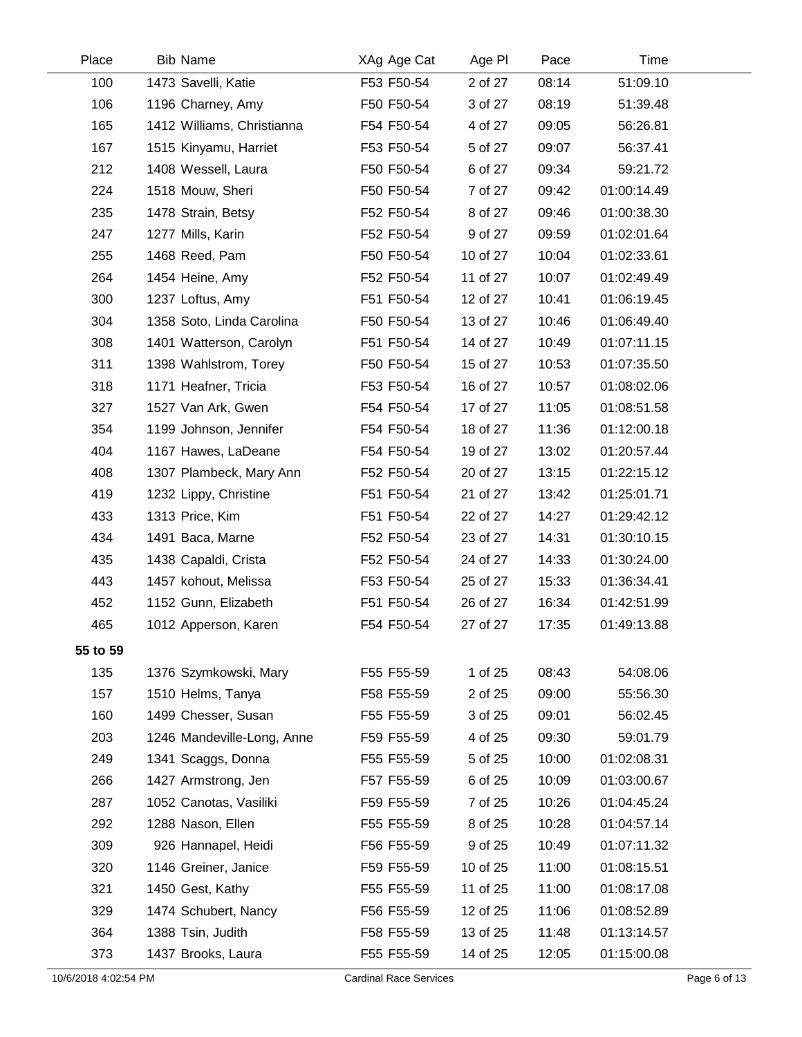| Place | Bib | Name | XAg | Age Cat | Age Pl | Pace | Time |
|---|---|---|---|---|---|---|---|
| 100 | 1473 | Savelli, Katie | F53 | F50-54 | 2 of 27 | 08:14 | 51:09.10 |
| 106 | 1196 | Charney, Amy | F50 | F50-54 | 3 of 27 | 08:19 | 51:39.48 |
| 165 | 1412 | Williams, Christianna | F54 | F50-54 | 4 of 27 | 09:05 | 56:26.81 |
| 167 | 1515 | Kinyamu, Harriet | F53 | F50-54 | 5 of 27 | 09:07 | 56:37.41 |
| 212 | 1408 | Wessell, Laura | F50 | F50-54 | 6 of 27 | 09:34 | 59:21.72 |
| 224 | 1518 | Mouw, Sheri | F50 | F50-54 | 7 of 27 | 09:42 | 01:00:14.49 |
| 235 | 1478 | Strain, Betsy | F52 | F50-54 | 8 of 27 | 09:46 | 01:00:38.30 |
| 247 | 1277 | Mills, Karin | F52 | F50-54 | 9 of 27 | 09:59 | 01:02:01.64 |
| 255 | 1468 | Reed, Pam | F50 | F50-54 | 10 of 27 | 10:04 | 01:02:33.61 |
| 264 | 1454 | Heine, Amy | F52 | F50-54 | 11 of 27 | 10:07 | 01:02:49.49 |
| 300 | 1237 | Loftus, Amy | F51 | F50-54 | 12 of 27 | 10:41 | 01:06:19.45 |
| 304 | 1358 | Soto, Linda Carolina | F50 | F50-54 | 13 of 27 | 10:46 | 01:06:49.40 |
| 308 | 1401 | Watterson, Carolyn | F51 | F50-54 | 14 of 27 | 10:49 | 01:07:11.15 |
| 311 | 1398 | Wahlstrom, Torey | F50 | F50-54 | 15 of 27 | 10:53 | 01:07:35.50 |
| 318 | 1171 | Heafner, Tricia | F53 | F50-54 | 16 of 27 | 10:57 | 01:08:02.06 |
| 327 | 1527 | Van Ark, Gwen | F54 | F50-54 | 17 of 27 | 11:05 | 01:08:51.58 |
| 354 | 1199 | Johnson, Jennifer | F54 | F50-54 | 18 of 27 | 11:36 | 01:12:00.18 |
| 404 | 1167 | Hawes, LaDeane | F54 | F50-54 | 19 of 27 | 13:02 | 01:20:57.44 |
| 408 | 1307 | Plambeck, Mary Ann | F52 | F50-54 | 20 of 27 | 13:15 | 01:22:15.12 |
| 419 | 1232 | Lippy, Christine | F51 | F50-54 | 21 of 27 | 13:42 | 01:25:01.71 |
| 433 | 1313 | Price, Kim | F51 | F50-54 | 22 of 27 | 14:27 | 01:29:42.12 |
| 434 | 1491 | Baca, Marne | F52 | F50-54 | 23 of 27 | 14:31 | 01:30:10.15 |
| 435 | 1438 | Capaldi, Crista | F52 | F50-54 | 24 of 27 | 14:33 | 01:30:24.00 |
| 443 | 1457 | kohout, Melissa | F53 | F50-54 | 25 of 27 | 15:33 | 01:36:34.41 |
| 452 | 1152 | Gunn, Elizabeth | F51 | F50-54 | 26 of 27 | 16:34 | 01:42:51.99 |
| 465 | 1012 | Apperson, Karen | F54 | F50-54 | 27 of 27 | 17:35 | 01:49:13.88 |
| **55 to 59** | | | | | | | |
| 135 | 1376 | Szymkowski, Mary | F55 | F55-59 | 1 of 25 | 08:43 | 54:08.06 |
| 157 | 1510 | Helms, Tanya | F58 | F55-59 | 2 of 25 | 09:00 | 55:56.30 |
| 160 | 1499 | Chesser, Susan | F55 | F55-59 | 3 of 25 | 09:01 | 56:02.45 |
| 203 | 1246 | Mandeville-Long, Anne | F59 | F55-59 | 4 of 25 | 09:30 | 59:01.79 |
| 249 | 1341 | Scaggs, Donna | F55 | F55-59 | 5 of 25 | 10:00 | 01:02:08.31 |
| 266 | 1427 | Armstrong, Jen | F57 | F55-59 | 6 of 25 | 10:09 | 01:03:00.67 |
| 287 | 1052 | Canotas, Vasiliki | F59 | F55-59 | 7 of 25 | 10:26 | 01:04:45.24 |
| 292 | 1288 | Nason, Ellen | F55 | F55-59 | 8 of 25 | 10:28 | 01:04:57.14 |
| 309 | 926 | Hannapel, Heidi | F56 | F55-59 | 9 of 25 | 10:49 | 01:07:11.32 |
| 320 | 1146 | Greiner, Janice | F59 | F55-59 | 10 of 25 | 11:00 | 01:08:15.51 |
| 321 | 1450 | Gest, Kathy | F55 | F55-59 | 11 of 25 | 11:00 | 01:08:17.08 |
| 329 | 1474 | Schubert, Nancy | F56 | F55-59 | 12 of 25 | 11:06 | 01:08:52.89 |
| 364 | 1388 | Tsin, Judith | F58 | F55-59 | 13 of 25 | 11:48 | 01:13:14.57 |
| 373 | 1437 | Brooks, Laura | F55 | F55-59 | 14 of 25 | 12:05 | 01:15:00.08 |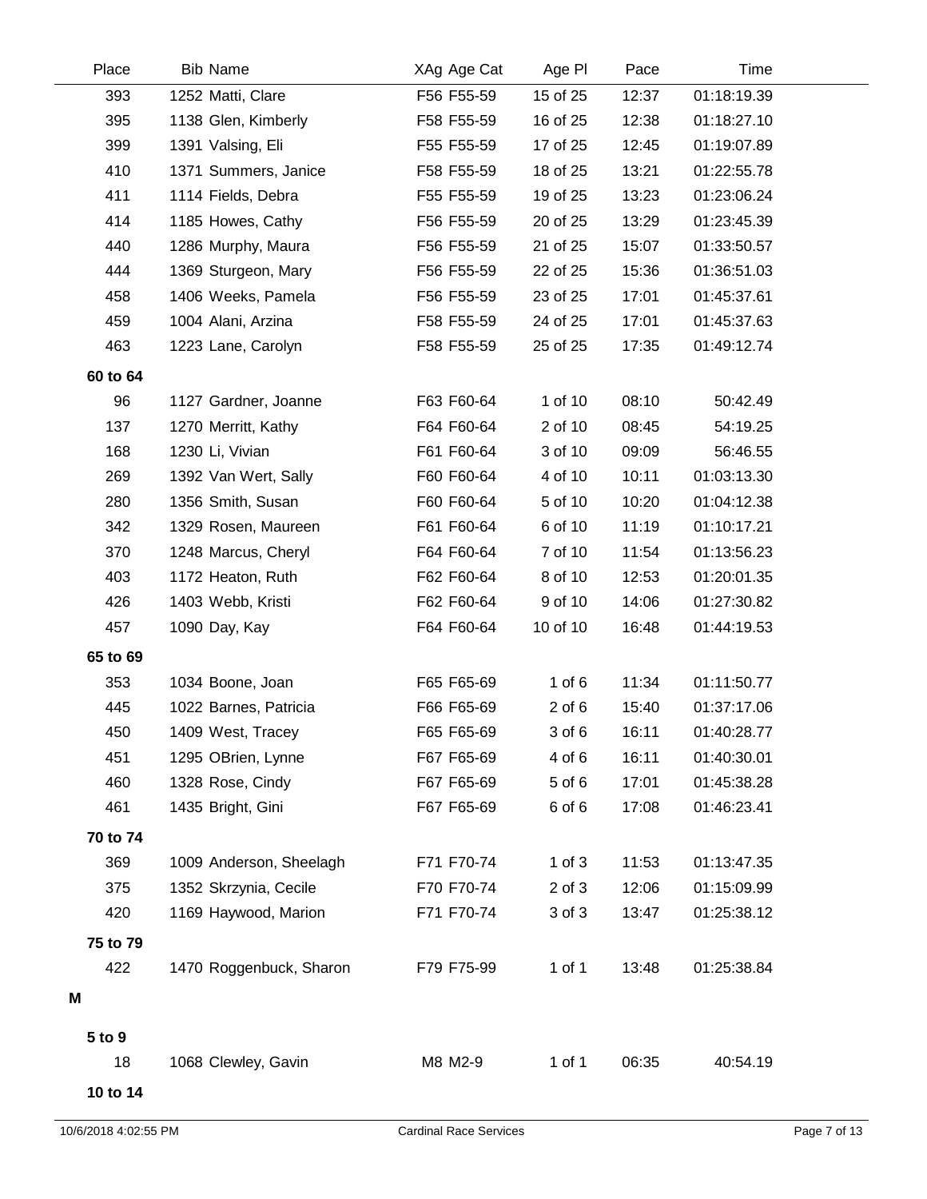| Place | Bib | Name | XAg | Age Cat | Age Pl | Pace | Time |
|---|---|---|---|---|---|---|---|
| 393 | 1252 | Matti, Clare | F56 | F55-59 | 15 of 25 | 12:37 | 01:18:19.39 |
| 395 | 1138 | Glen, Kimberly | F58 | F55-59 | 16 of 25 | 12:38 | 01:18:27.10 |
| 399 | 1391 | Valsing, Eli | F55 | F55-59 | 17 of 25 | 12:45 | 01:19:07.89 |
| 410 | 1371 | Summers, Janice | F58 | F55-59 | 18 of 25 | 13:21 | 01:22:55.78 |
| 411 | 1114 | Fields, Debra | F55 | F55-59 | 19 of 25 | 13:23 | 01:23:06.24 |
| 414 | 1185 | Howes, Cathy | F56 | F55-59 | 20 of 25 | 13:29 | 01:23:45.39 |
| 440 | 1286 | Murphy, Maura | F56 | F55-59 | 21 of 25 | 15:07 | 01:33:50.57 |
| 444 | 1369 | Sturgeon, Mary | F56 | F55-59 | 22 of 25 | 15:36 | 01:36:51.03 |
| 458 | 1406 | Weeks, Pamela | F56 | F55-59 | 23 of 25 | 17:01 | 01:45:37.61 |
| 459 | 1004 | Alani, Arzina | F58 | F55-59 | 24 of 25 | 17:01 | 01:45:37.63 |
| 463 | 1223 | Lane, Carolyn | F58 | F55-59 | 25 of 25 | 17:35 | 01:49:12.74 |
| **60 to 64** | | | | | | | |
| 96 | 1127 | Gardner, Joanne | F63 | F60-64 | 1 of 10 | 08:10 | 50:42.49 |
| 137 | 1270 | Merritt, Kathy | F64 | F60-64 | 2 of 10 | 08:45 | 54:19.25 |
| 168 | 1230 | Li, Vivian | F61 | F60-64 | 3 of 10 | 09:09 | 56:46.55 |
| 269 | 1392 | Van Wert, Sally | F60 | F60-64 | 4 of 10 | 10:11 | 01:03:13.30 |
| 280 | 1356 | Smith, Susan | F60 | F60-64 | 5 of 10 | 10:20 | 01:04:12.38 |
| 342 | 1329 | Rosen, Maureen | F61 | F60-64 | 6 of 10 | 11:19 | 01:10:17.21 |
| 370 | 1248 | Marcus, Cheryl | F64 | F60-64 | 7 of 10 | 11:54 | 01:13:56.23 |
| 403 | 1172 | Heaton, Ruth | F62 | F60-64 | 8 of 10 | 12:53 | 01:20:01.35 |
| 426 | 1403 | Webb, Kristi | F62 | F60-64 | 9 of 10 | 14:06 | 01:27:30.82 |
| 457 | 1090 | Day, Kay | F64 | F60-64 | 10 of 10 | 16:48 | 01:44:19.53 |
| **65 to 69** | | | | | | | |
| 353 | 1034 | Boone, Joan | F65 | F65-69 | 1 of 6 | 11:34 | 01:11:50.77 |
| 445 | 1022 | Barnes, Patricia | F66 | F65-69 | 2 of 6 | 15:40 | 01:37:17.06 |
| 450 | 1409 | West, Tracey | F65 | F65-69 | 3 of 6 | 16:11 | 01:40:28.77 |
| 451 | 1295 | OBrien, Lynne | F67 | F65-69 | 4 of 6 | 16:11 | 01:40:30.01 |
| 460 | 1328 | Rose, Cindy | F67 | F65-69 | 5 of 6 | 17:01 | 01:45:38.28 |
| 461 | 1435 | Bright, Gini | F67 | F65-69 | 6 of 6 | 17:08 | 01:46:23.41 |
| **70 to 74** | | | | | | | |
| 369 | 1009 | Anderson, Sheelagh | F71 | F70-74 | 1 of 3 | 11:53 | 01:13:47.35 |
| 375 | 1352 | Skrzynia, Cecile | F70 | F70-74 | 2 of 3 | 12:06 | 01:15:09.99 |
| 420 | 1169 | Haywood, Marion | F71 | F70-74 | 3 of 3 | 13:47 | 01:25:38.12 |
| **75 to 79** | | | | | | | |
| 422 | 1470 | Roggenbuck, Sharon | F79 | F75-99 | 1 of 1 | 13:48 | 01:25:38.84 |

**M**

| Place | Bib | Name | XAg | Age Cat | Age Pl | Pace | Time |
|---|---|---|---|---|---|---|---|
| **5 to 9** | | | | | | | |
| 18 | 1068 | Clewley, Gavin | M8 | M2-9 | 1 of 1 | 06:35 | 40:54.19 |
| **10 to 14** | | | | | | | |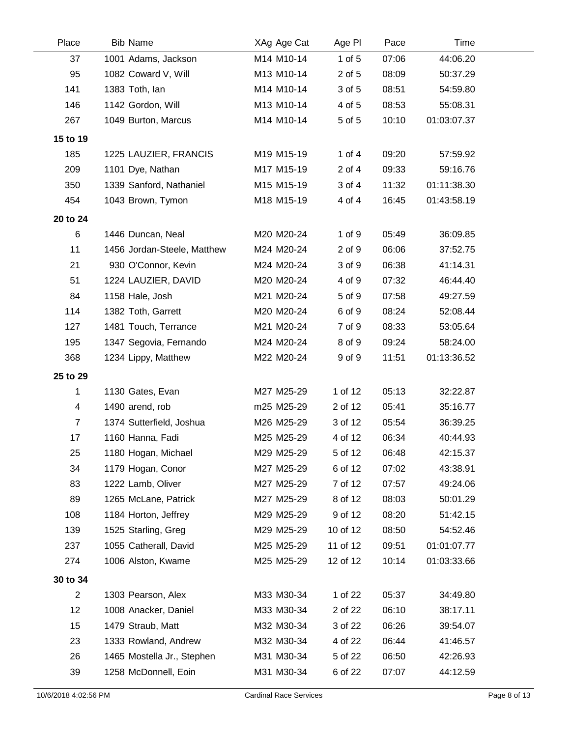| Place | Bib | Name | XAg | Age Cat | Age Pl | Pace | Time |
|---|---|---|---|---|---|---|---|
| 37 | 1001 | Adams, Jackson | M14 | M10-14 | 1 of 5 | 07:06 | 44:06.20 |
| 95 | 1082 | Coward V, Will | M13 | M10-14 | 2 of 5 | 08:09 | 50:37.29 |
| 141 | 1383 | Toth, Ian | M14 | M10-14 | 3 of 5 | 08:51 | 54:59.80 |
| 146 | 1142 | Gordon, Will | M13 | M10-14 | 4 of 5 | 08:53 | 55:08.31 |
| 267 | 1049 | Burton, Marcus | M14 | M10-14 | 5 of 5 | 10:10 | 01:03:07.37 |
| **15 to 19** | | | | | | | |
| 185 | 1225 | LAUZIER, FRANCIS | M19 | M15-19 | 1 of 4 | 09:20 | 57:59.92 |
| 209 | 1101 | Dye, Nathan | M17 | M15-19 | 2 of 4 | 09:33 | 59:16.76 |
| 350 | 1339 | Sanford, Nathaniel | M15 | M15-19 | 3 of 4 | 11:32 | 01:11:38.30 |
| 454 | 1043 | Brown, Tymon | M18 | M15-19 | 4 of 4 | 16:45 | 01:43:58.19 |
| **20 to 24** | | | | | | | |
| 6 | 1446 | Duncan, Neal | M20 | M20-24 | 1 of 9 | 05:49 | 36:09.85 |
| 11 | 1456 | Jordan-Steele, Matthew | M24 | M20-24 | 2 of 9 | 06:06 | 37:52.75 |
| 21 | 930 | O'Connor, Kevin | M24 | M20-24 | 3 of 9 | 06:38 | 41:14.31 |
| 51 | 1224 | LAUZIER, DAVID | M20 | M20-24 | 4 of 9 | 07:32 | 46:44.40 |
| 84 | 1158 | Hale, Josh | M21 | M20-24 | 5 of 9 | 07:58 | 49:27.59 |
| 114 | 1382 | Toth, Garrett | M20 | M20-24 | 6 of 9 | 08:24 | 52:08.44 |
| 127 | 1481 | Touch, Terrance | M21 | M20-24 | 7 of 9 | 08:33 | 53:05.64 |
| 195 | 1347 | Segovia, Fernando | M24 | M20-24 | 8 of 9 | 09:24 | 58:24.00 |
| 368 | 1234 | Lippy, Matthew | M22 | M20-24 | 9 of 9 | 11:51 | 01:13:36.52 |
| **25 to 29** | | | | | | | |
| 1 | 1130 | Gates, Evan | M27 | M25-29 | 1 of 12 | 05:13 | 32:22.87 |
| 4 | 1490 | arend, rob | m25 | M25-29 | 2 of 12 | 05:41 | 35:16.77 |
| 7 | 1374 | Sutterfield, Joshua | M26 | M25-29 | 3 of 12 | 05:54 | 36:39.25 |
| 17 | 1160 | Hanna, Fadi | M25 | M25-29 | 4 of 12 | 06:34 | 40:44.93 |
| 25 | 1180 | Hogan, Michael | M29 | M25-29 | 5 of 12 | 06:48 | 42:15.37 |
| 34 | 1179 | Hogan, Conor | M27 | M25-29 | 6 of 12 | 07:02 | 43:38.91 |
| 83 | 1222 | Lamb, Oliver | M27 | M25-29 | 7 of 12 | 07:57 | 49:24.06 |
| 89 | 1265 | McLane, Patrick | M27 | M25-29 | 8 of 12 | 08:03 | 50:01.29 |
| 108 | 1184 | Horton, Jeffrey | M29 | M25-29 | 9 of 12 | 08:20 | 51:42.15 |
| 139 | 1525 | Starling, Greg | M29 | M25-29 | 10 of 12 | 08:50 | 54:52.46 |
| 237 | 1055 | Catherall, David | M25 | M25-29 | 11 of 12 | 09:51 | 01:01:07.77 |
| 274 | 1006 | Alston, Kwame | M25 | M25-29 | 12 of 12 | 10:14 | 01:03:33.66 |
| **30 to 34** | | | | | | | |
| 2 | 1303 | Pearson, Alex | M33 | M30-34 | 1 of 22 | 05:37 | 34:49.80 |
| 12 | 1008 | Anacker, Daniel | M33 | M30-34 | 2 of 22 | 06:10 | 38:17.11 |
| 15 | 1479 | Straub, Matt | M32 | M30-34 | 3 of 22 | 06:26 | 39:54.07 |
| 23 | 1333 | Rowland, Andrew | M32 | M30-34 | 4 of 22 | 06:44 | 41:46.57 |
| 26 | 1465 | Mostella Jr., Stephen | M31 | M30-34 | 5 of 22 | 06:50 | 42:26.93 |
| 39 | 1258 | McDonnell, Eoin | M31 | M30-34 | 6 of 22 | 07:07 | 44:12.59 |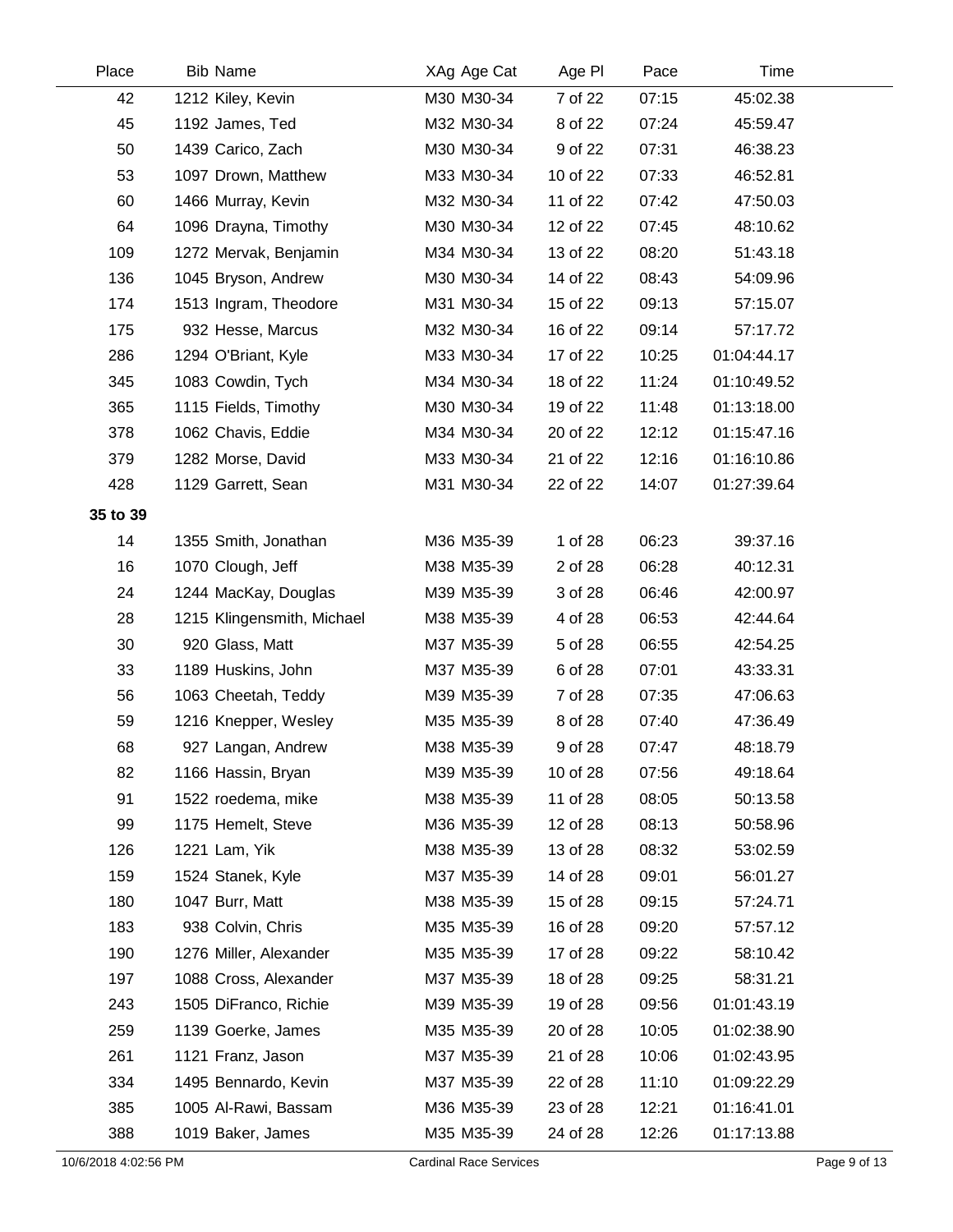| Place | Bib | Name | XAg | Age Cat | Age Pl | Pace | Time |
|---|---|---|---|---|---|---|---|
| 42 | 1212 | Kiley, Kevin | M30 | M30-34 | 7 of 22 | 07:15 | 45:02.38 |
| 45 | 1192 | James, Ted | M32 | M30-34 | 8 of 22 | 07:24 | 45:59.47 |
| 50 | 1439 | Carico, Zach | M30 | M30-34 | 9 of 22 | 07:31 | 46:38.23 |
| 53 | 1097 | Drown, Matthew | M33 | M30-34 | 10 of 22 | 07:33 | 46:52.81 |
| 60 | 1466 | Murray, Kevin | M32 | M30-34 | 11 of 22 | 07:42 | 47:50.03 |
| 64 | 1096 | Drayna, Timothy | M30 | M30-34 | 12 of 22 | 07:45 | 48:10.62 |
| 109 | 1272 | Mervak, Benjamin | M34 | M30-34 | 13 of 22 | 08:20 | 51:43.18 |
| 136 | 1045 | Bryson, Andrew | M30 | M30-34 | 14 of 22 | 08:43 | 54:09.96 |
| 174 | 1513 | Ingram, Theodore | M31 | M30-34 | 15 of 22 | 09:13 | 57:15.07 |
| 175 | 932 | Hesse, Marcus | M32 | M30-34 | 16 of 22 | 09:14 | 57:17.72 |
| 286 | 1294 | O'Briant, Kyle | M33 | M30-34 | 17 of 22 | 10:25 | 01:04:44.17 |
| 345 | 1083 | Cowdin, Tych | M34 | M30-34 | 18 of 22 | 11:24 | 01:10:49.52 |
| 365 | 1115 | Fields, Timothy | M30 | M30-34 | 19 of 22 | 11:48 | 01:13:18.00 |
| 378 | 1062 | Chavis, Eddie | M34 | M30-34 | 20 of 22 | 12:12 | 01:15:47.16 |
| 379 | 1282 | Morse, David | M33 | M30-34 | 21 of 22 | 12:16 | 01:16:10.86 |
| 428 | 1129 | Garrett, Sean | M31 | M30-34 | 22 of 22 | 14:07 | 01:27:39.64 |
| **35 to 39** | | | | | | | |
| 14 | 1355 | Smith, Jonathan | M36 | M35-39 | 1 of 28 | 06:23 | 39:37.16 |
| 16 | 1070 | Clough, Jeff | M38 | M35-39 | 2 of 28 | 06:28 | 40:12.31 |
| 24 | 1244 | MacKay, Douglas | M39 | M35-39 | 3 of 28 | 06:46 | 42:00.97 |
| 28 | 1215 | Klingensmith, Michael | M38 | M35-39 | 4 of 28 | 06:53 | 42:44.64 |
| 30 | 920 | Glass, Matt | M37 | M35-39 | 5 of 28 | 06:55 | 42:54.25 |
| 33 | 1189 | Huskins, John | M37 | M35-39 | 6 of 28 | 07:01 | 43:33.31 |
| 56 | 1063 | Cheetah, Teddy | M39 | M35-39 | 7 of 28 | 07:35 | 47:06.63 |
| 59 | 1216 | Knepper, Wesley | M35 | M35-39 | 8 of 28 | 07:40 | 47:36.49 |
| 68 | 927 | Langan, Andrew | M38 | M35-39 | 9 of 28 | 07:47 | 48:18.79 |
| 82 | 1166 | Hassin, Bryan | M39 | M35-39 | 10 of 28 | 07:56 | 49:18.64 |
| 91 | 1522 | roedema, mike | M38 | M35-39 | 11 of 28 | 08:05 | 50:13.58 |
| 99 | 1175 | Hemelt, Steve | M36 | M35-39 | 12 of 28 | 08:13 | 50:58.96 |
| 126 | 1221 | Lam, Yik | M38 | M35-39 | 13 of 28 | 08:32 | 53:02.59 |
| 159 | 1524 | Stanek, Kyle | M37 | M35-39 | 14 of 28 | 09:01 | 56:01.27 |
| 180 | 1047 | Burr, Matt | M38 | M35-39 | 15 of 28 | 09:15 | 57:24.71 |
| 183 | 938 | Colvin, Chris | M35 | M35-39 | 16 of 28 | 09:20 | 57:57.12 |
| 190 | 1276 | Miller, Alexander | M35 | M35-39 | 17 of 28 | 09:22 | 58:10.42 |
| 197 | 1088 | Cross, Alexander | M37 | M35-39 | 18 of 28 | 09:25 | 58:31.21 |
| 243 | 1505 | DiFranco, Richie | M39 | M35-39 | 19 of 28 | 09:56 | 01:01:43.19 |
| 259 | 1139 | Goerke, James | M35 | M35-39 | 20 of 28 | 10:05 | 01:02:38.90 |
| 261 | 1121 | Franz, Jason | M37 | M35-39 | 21 of 28 | 10:06 | 01:02:43.95 |
| 334 | 1495 | Bennardo, Kevin | M37 | M35-39 | 22 of 28 | 11:10 | 01:09:22.29 |
| 385 | 1005 | Al-Rawi, Bassam | M36 | M35-39 | 23 of 28 | 12:21 | 01:16:41.01 |
| 388 | 1019 | Baker, James | M35 | M35-39 | 24 of 28 | 12:26 | 01:17:13.88 |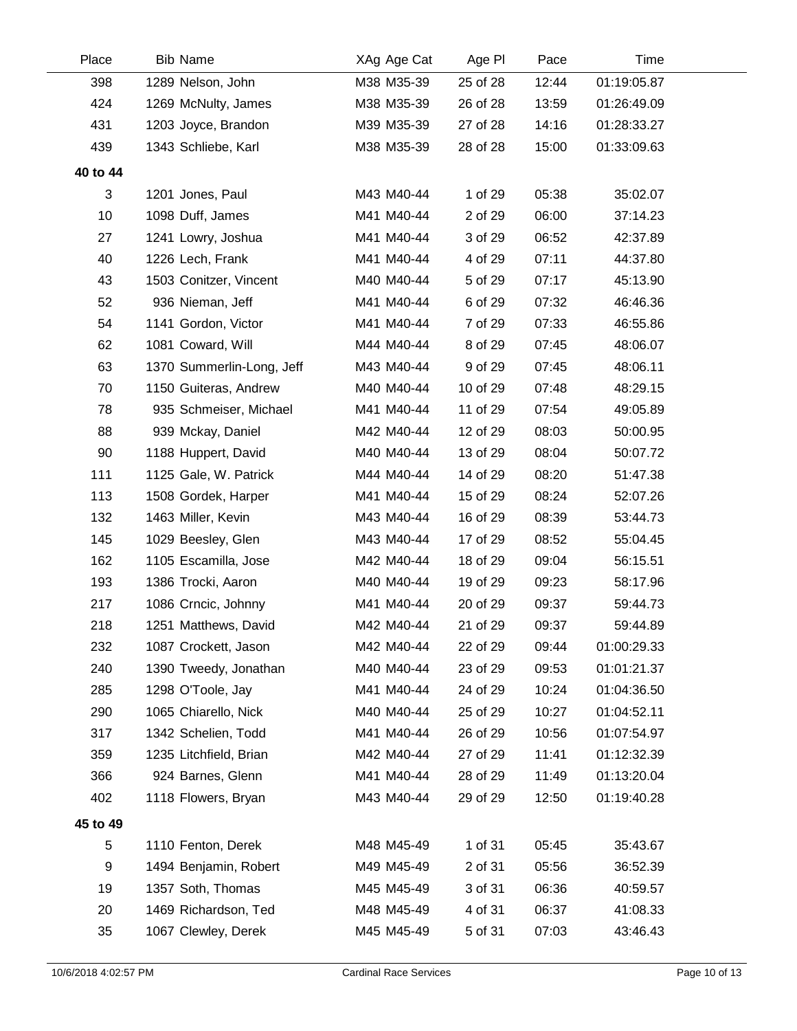| Place | Bib | Name | XAg | Age Cat | Age Pl | Pace | Time |
|---|---|---|---|---|---|---|---|
| 398 | 1289 | Nelson, John | M38 | M35-39 | 25 of 28 | 12:44 | 01:19:05.87 |
| 424 | 1269 | McNulty, James | M38 | M35-39 | 26 of 28 | 13:59 | 01:26:49.09 |
| 431 | 1203 | Joyce, Brandon | M39 | M35-39 | 27 of 28 | 14:16 | 01:28:33.27 |
| 439 | 1343 | Schliebe, Karl | M38 | M35-39 | 28 of 28 | 15:00 | 01:33:09.63 |
| **40 to 44** | | | | | | | |
| 3 | 1201 | Jones, Paul | M43 | M40-44 | 1 of 29 | 05:38 | 35:02.07 |
| 10 | 1098 | Duff, James | M41 | M40-44 | 2 of 29 | 06:00 | 37:14.23 |
| 27 | 1241 | Lowry, Joshua | M41 | M40-44 | 3 of 29 | 06:52 | 42:37.89 |
| 40 | 1226 | Lech, Frank | M41 | M40-44 | 4 of 29 | 07:11 | 44:37.80 |
| 43 | 1503 | Conitzer, Vincent | M40 | M40-44 | 5 of 29 | 07:17 | 45:13.90 |
| 52 | 936 | Nieman, Jeff | M41 | M40-44 | 6 of 29 | 07:32 | 46:46.36 |
| 54 | 1141 | Gordon, Victor | M41 | M40-44 | 7 of 29 | 07:33 | 46:55.86 |
| 62 | 1081 | Coward, Will | M44 | M40-44 | 8 of 29 | 07:45 | 48:06.07 |
| 63 | 1370 | Summerlin-Long, Jeff | M43 | M40-44 | 9 of 29 | 07:45 | 48:06.11 |
| 70 | 1150 | Guiteras, Andrew | M40 | M40-44 | 10 of 29 | 07:48 | 48:29.15 |
| 78 | 935 | Schmeiser, Michael | M41 | M40-44 | 11 of 29 | 07:54 | 49:05.89 |
| 88 | 939 | Mckay, Daniel | M42 | M40-44 | 12 of 29 | 08:03 | 50:00.95 |
| 90 | 1188 | Huppert, David | M40 | M40-44 | 13 of 29 | 08:04 | 50:07.72 |
| 111 | 1125 | Gale, W. Patrick | M44 | M40-44 | 14 of 29 | 08:20 | 51:47.38 |
| 113 | 1508 | Gordek, Harper | M41 | M40-44 | 15 of 29 | 08:24 | 52:07.26 |
| 132 | 1463 | Miller, Kevin | M43 | M40-44 | 16 of 29 | 08:39 | 53:44.73 |
| 145 | 1029 | Beesley, Glen | M43 | M40-44 | 17 of 29 | 08:52 | 55:04.45 |
| 162 | 1105 | Escamilla, Jose | M42 | M40-44 | 18 of 29 | 09:04 | 56:15.51 |
| 193 | 1386 | Trocki, Aaron | M40 | M40-44 | 19 of 29 | 09:23 | 58:17.96 |
| 217 | 1086 | Crncic, Johnny | M41 | M40-44 | 20 of 29 | 09:37 | 59:44.73 |
| 218 | 1251 | Matthews, David | M42 | M40-44 | 21 of 29 | 09:37 | 59:44.89 |
| 232 | 1087 | Crockett, Jason | M42 | M40-44 | 22 of 29 | 09:44 | 01:00:29.33 |
| 240 | 1390 | Tweedy, Jonathan | M40 | M40-44 | 23 of 29 | 09:53 | 01:01:21.37 |
| 285 | 1298 | O'Toole, Jay | M41 | M40-44 | 24 of 29 | 10:24 | 01:04:36.50 |
| 290 | 1065 | Chiarello, Nick | M40 | M40-44 | 25 of 29 | 10:27 | 01:04:52.11 |
| 317 | 1342 | Schelien, Todd | M41 | M40-44 | 26 of 29 | 10:56 | 01:07:54.97 |
| 359 | 1235 | Litchfield, Brian | M42 | M40-44 | 27 of 29 | 11:41 | 01:12:32.39 |
| 366 | 924 | Barnes, Glenn | M41 | M40-44 | 28 of 29 | 11:49 | 01:13:20.04 |
| 402 | 1118 | Flowers, Bryan | M43 | M40-44 | 29 of 29 | 12:50 | 01:19:40.28 |
| **45 to 49** | | | | | | | |
| 5 | 1110 | Fenton, Derek | M48 | M45-49 | 1 of 31 | 05:45 | 35:43.67 |
| 9 | 1494 | Benjamin, Robert | M49 | M45-49 | 2 of 31 | 05:56 | 36:52.39 |
| 19 | 1357 | Soth, Thomas | M45 | M45-49 | 3 of 31 | 06:36 | 40:59.57 |
| 20 | 1469 | Richardson, Ted | M48 | M45-49 | 4 of 31 | 06:37 | 41:08.33 |
| 35 | 1067 | Clewley, Derek | M45 | M45-49 | 5 of 31 | 07:03 | 43:46.43 |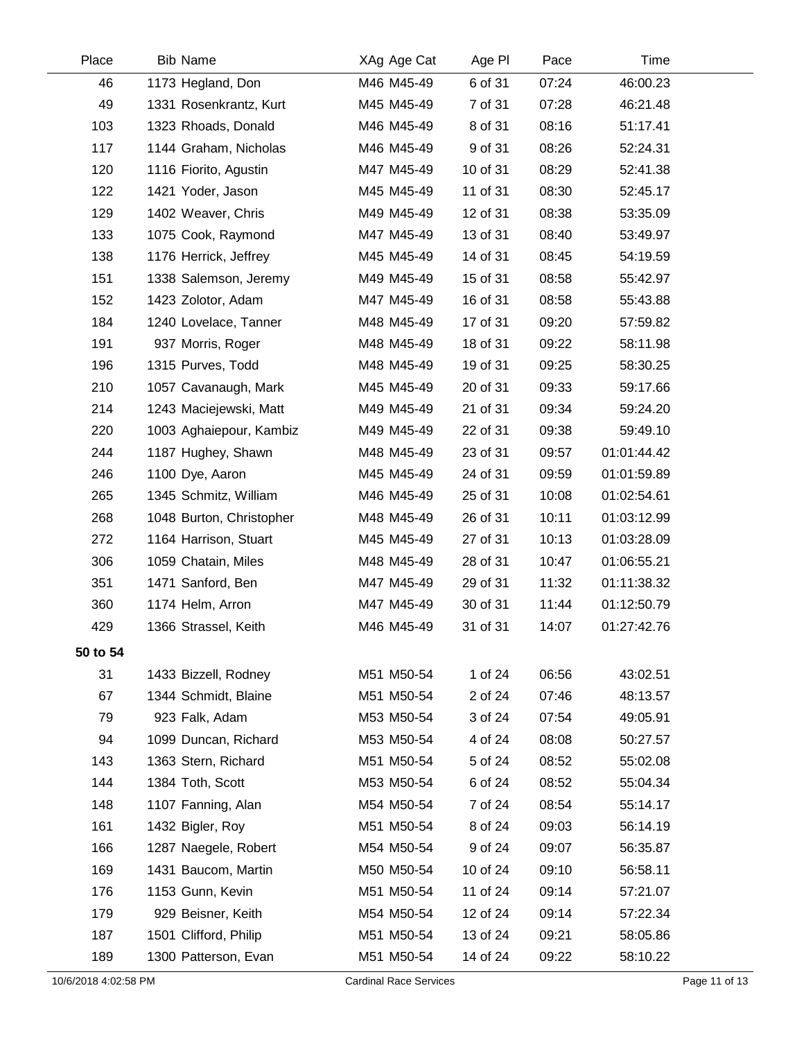| Place | Bib | Name | XAg | Age Cat | Age Pl | Pace | Time |
|---|---|---|---|---|---|---|---|
| 46 | 1173 | Hegland, Don | M46 | M45-49 | 6 of 31 | 07:24 | 46:00.23 |
| 49 | 1331 | Rosenkrantz, Kurt | M45 | M45-49 | 7 of 31 | 07:28 | 46:21.48 |
| 103 | 1323 | Rhoads, Donald | M46 | M45-49 | 8 of 31 | 08:16 | 51:17.41 |
| 117 | 1144 | Graham, Nicholas | M46 | M45-49 | 9 of 31 | 08:26 | 52:24.31 |
| 120 | 1116 | Fiorito, Agustin | M47 | M45-49 | 10 of 31 | 08:29 | 52:41.38 |
| 122 | 1421 | Yoder, Jason | M45 | M45-49 | 11 of 31 | 08:30 | 52:45.17 |
| 129 | 1402 | Weaver, Chris | M49 | M45-49 | 12 of 31 | 08:38 | 53:35.09 |
| 133 | 1075 | Cook, Raymond | M47 | M45-49 | 13 of 31 | 08:40 | 53:49.97 |
| 138 | 1176 | Herrick, Jeffrey | M45 | M45-49 | 14 of 31 | 08:45 | 54:19.59 |
| 151 | 1338 | Salemson, Jeremy | M49 | M45-49 | 15 of 31 | 08:58 | 55:42.97 |
| 152 | 1423 | Zolotor, Adam | M47 | M45-49 | 16 of 31 | 08:58 | 55:43.88 |
| 184 | 1240 | Lovelace, Tanner | M48 | M45-49 | 17 of 31 | 09:20 | 57:59.82 |
| 191 | 937 | Morris, Roger | M48 | M45-49 | 18 of 31 | 09:22 | 58:11.98 |
| 196 | 1315 | Purves, Todd | M48 | M45-49 | 19 of 31 | 09:25 | 58:30.25 |
| 210 | 1057 | Cavanaugh, Mark | M45 | M45-49 | 20 of 31 | 09:33 | 59:17.66 |
| 214 | 1243 | Maciejewski, Matt | M49 | M45-49 | 21 of 31 | 09:34 | 59:24.20 |
| 220 | 1003 | Aghaiepour, Kambiz | M49 | M45-49 | 22 of 31 | 09:38 | 59:49.10 |
| 244 | 1187 | Hughey, Shawn | M48 | M45-49 | 23 of 31 | 09:57 | 01:01:44.42 |
| 246 | 1100 | Dye, Aaron | M45 | M45-49 | 24 of 31 | 09:59 | 01:01:59.89 |
| 265 | 1345 | Schmitz, William | M46 | M45-49 | 25 of 31 | 10:08 | 01:02:54.61 |
| 268 | 1048 | Burton, Christopher | M48 | M45-49 | 26 of 31 | 10:11 | 01:03:12.99 |
| 272 | 1164 | Harrison, Stuart | M45 | M45-49 | 27 of 31 | 10:13 | 01:03:28.09 |
| 306 | 1059 | Chatain, Miles | M48 | M45-49 | 28 of 31 | 10:47 | 01:06:55.21 |
| 351 | 1471 | Sanford, Ben | M47 | M45-49 | 29 of 31 | 11:32 | 01:11:38.32 |
| 360 | 1174 | Helm, Arron | M47 | M45-49 | 30 of 31 | 11:44 | 01:12:50.79 |
| 429 | 1366 | Strassel, Keith | M46 | M45-49 | 31 of 31 | 14:07 | 01:27:42.76 |
| **50 to 54** | | | | | | | |
| 31 | 1433 | Bizzell, Rodney | M51 | M50-54 | 1 of 24 | 06:56 | 43:02.51 |
| 67 | 1344 | Schmidt, Blaine | M51 | M50-54 | 2 of 24 | 07:46 | 48:13.57 |
| 79 | 923 | Falk, Adam | M53 | M50-54 | 3 of 24 | 07:54 | 49:05.91 |
| 94 | 1099 | Duncan, Richard | M53 | M50-54 | 4 of 24 | 08:08 | 50:27.57 |
| 143 | 1363 | Stern, Richard | M51 | M50-54 | 5 of 24 | 08:52 | 55:02.08 |
| 144 | 1384 | Toth, Scott | M53 | M50-54 | 6 of 24 | 08:52 | 55:04.34 |
| 148 | 1107 | Fanning, Alan | M54 | M50-54 | 7 of 24 | 08:54 | 55:14.17 |
| 161 | 1432 | Bigler, Roy | M51 | M50-54 | 8 of 24 | 09:03 | 56:14.19 |
| 166 | 1287 | Naegele, Robert | M54 | M50-54 | 9 of 24 | 09:07 | 56:35.87 |
| 169 | 1431 | Baucom, Martin | M50 | M50-54 | 10 of 24 | 09:10 | 56:58.11 |
| 176 | 1153 | Gunn, Kevin | M51 | M50-54 | 11 of 24 | 09:14 | 57:21.07 |
| 179 | 929 | Beisner, Keith | M54 | M50-54 | 12 of 24 | 09:14 | 57:22.34 |
| 187 | 1501 | Clifford, Philip | M51 | M50-54 | 13 of 24 | 09:21 | 58:05.86 |
| 189 | 1300 | Patterson, Evan | M51 | M50-54 | 14 of 24 | 09:22 | 58:10.22 |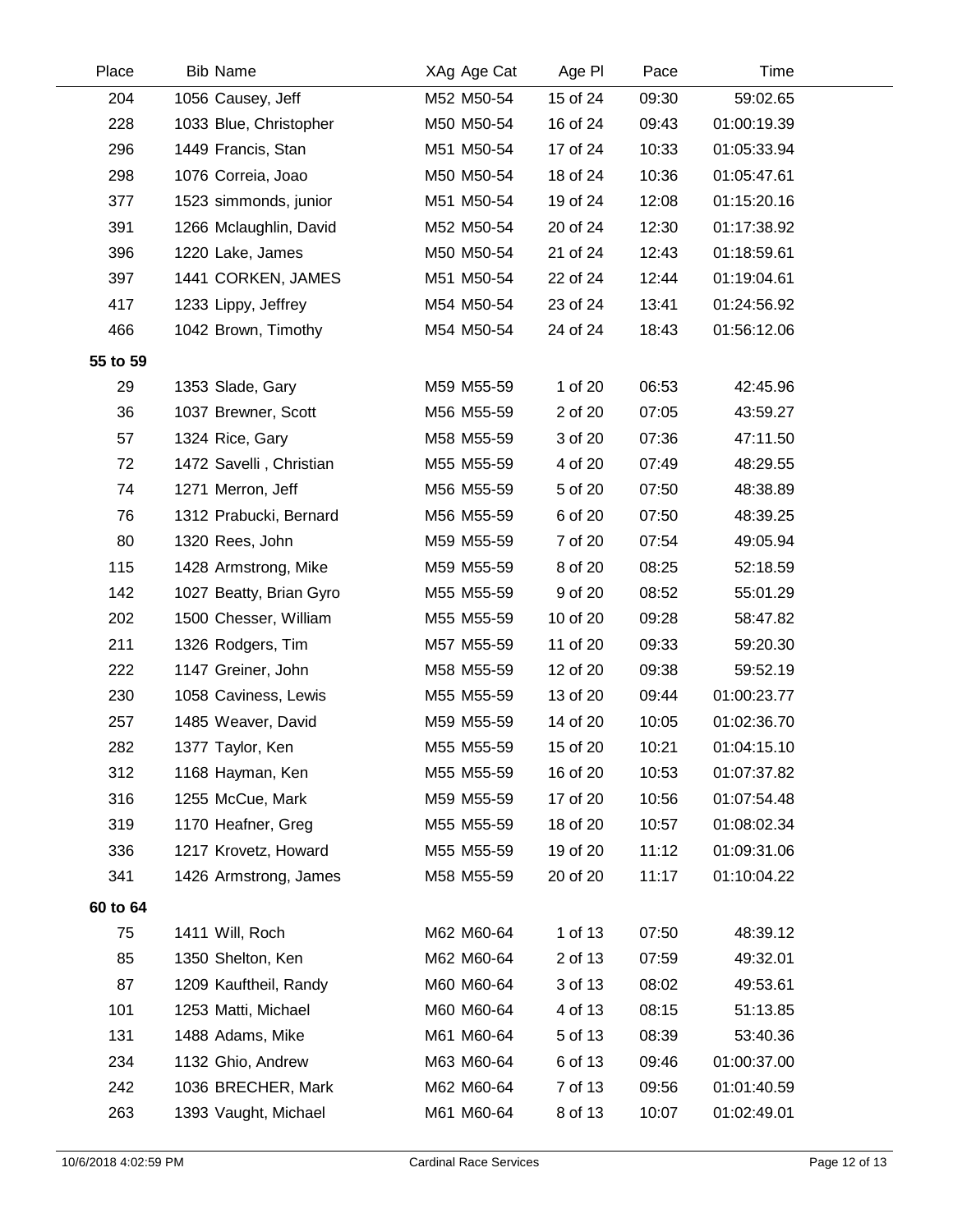| Place | Bib | Name | XAg | Age Cat | Age Pl | Pace | Time |
|---|---|---|---|---|---|---|---|
| 204 | 1056 | Causey, Jeff | M52 | M50-54 | 15 of 24 | 09:30 | 59:02.65 |
| 228 | 1033 | Blue, Christopher | M50 | M50-54 | 16 of 24 | 09:43 | 01:00:19.39 |
| 296 | 1449 | Francis, Stan | M51 | M50-54 | 17 of 24 | 10:33 | 01:05:33.94 |
| 298 | 1076 | Correia, Joao | M50 | M50-54 | 18 of 24 | 10:36 | 01:05:47.61 |
| 377 | 1523 | simmonds, junior | M51 | M50-54 | 19 of 24 | 12:08 | 01:15:20.16 |
| 391 | 1266 | Mclaughlin, David | M52 | M50-54 | 20 of 24 | 12:30 | 01:17:38.92 |
| 396 | 1220 | Lake, James | M50 | M50-54 | 21 of 24 | 12:43 | 01:18:59.61 |
| 397 | 1441 | CORKEN, JAMES | M51 | M50-54 | 22 of 24 | 12:44 | 01:19:04.61 |
| 417 | 1233 | Lippy, Jeffrey | M54 | M50-54 | 23 of 24 | 13:41 | 01:24:56.92 |
| 466 | 1042 | Brown, Timothy | M54 | M50-54 | 24 of 24 | 18:43 | 01:56:12.06 |
| **55 to 59** | | | | | | | |
| 29 | 1353 | Slade, Gary | M59 | M55-59 | 1 of 20 | 06:53 | 42:45.96 |
| 36 | 1037 | Brewner, Scott | M56 | M55-59 | 2 of 20 | 07:05 | 43:59.27 |
| 57 | 1324 | Rice, Gary | M58 | M55-59 | 3 of 20 | 07:36 | 47:11.50 |
| 72 | 1472 | Savelli , Christian | M55 | M55-59 | 4 of 20 | 07:49 | 48:29.55 |
| 74 | 1271 | Merron, Jeff | M56 | M55-59 | 5 of 20 | 07:50 | 48:38.89 |
| 76 | 1312 | Prabucki, Bernard | M56 | M55-59 | 6 of 20 | 07:50 | 48:39.25 |
| 80 | 1320 | Rees, John | M59 | M55-59 | 7 of 20 | 07:54 | 49:05.94 |
| 115 | 1428 | Armstrong, Mike | M59 | M55-59 | 8 of 20 | 08:25 | 52:18.59 |
| 142 | 1027 | Beatty, Brian Gyro | M55 | M55-59 | 9 of 20 | 08:52 | 55:01.29 |
| 202 | 1500 | Chesser, William | M55 | M55-59 | 10 of 20 | 09:28 | 58:47.82 |
| 211 | 1326 | Rodgers, Tim | M57 | M55-59 | 11 of 20 | 09:33 | 59:20.30 |
| 222 | 1147 | Greiner, John | M58 | M55-59 | 12 of 20 | 09:38 | 59:52.19 |
| 230 | 1058 | Caviness, Lewis | M55 | M55-59 | 13 of 20 | 09:44 | 01:00:23.77 |
| 257 | 1485 | Weaver, David | M59 | M55-59 | 14 of 20 | 10:05 | 01:02:36.70 |
| 282 | 1377 | Taylor, Ken | M55 | M55-59 | 15 of 20 | 10:21 | 01:04:15.10 |
| 312 | 1168 | Hayman, Ken | M55 | M55-59 | 16 of 20 | 10:53 | 01:07:37.82 |
| 316 | 1255 | McCue, Mark | M59 | M55-59 | 17 of 20 | 10:56 | 01:07:54.48 |
| 319 | 1170 | Heafner, Greg | M55 | M55-59 | 18 of 20 | 10:57 | 01:08:02.34 |
| 336 | 1217 | Krovetz, Howard | M55 | M55-59 | 19 of 20 | 11:12 | 01:09:31.06 |
| 341 | 1426 | Armstrong, James | M58 | M55-59 | 20 of 20 | 11:17 | 01:10:04.22 |
| **60 to 64** | | | | | | | |
| 75 | 1411 | Will, Roch | M62 | M60-64 | 1 of 13 | 07:50 | 48:39.12 |
| 85 | 1350 | Shelton, Ken | M62 | M60-64 | 2 of 13 | 07:59 | 49:32.01 |
| 87 | 1209 | Kauftheil, Randy | M60 | M60-64 | 3 of 13 | 08:02 | 49:53.61 |
| 101 | 1253 | Matti, Michael | M60 | M60-64 | 4 of 13 | 08:15 | 51:13.85 |
| 131 | 1488 | Adams, Mike | M61 | M60-64 | 5 of 13 | 08:39 | 53:40.36 |
| 234 | 1132 | Ghio, Andrew | M63 | M60-64 | 6 of 13 | 09:46 | 01:00:37.00 |
| 242 | 1036 | BRECHER, Mark | M62 | M60-64 | 7 of 13 | 09:56 | 01:01:40.59 |
| 263 | 1393 | Vaught, Michael | M61 | M60-64 | 8 of 13 | 10:07 | 01:02:49.01 |

10/6/2018 4:02:59 PM — Cardinal Race Services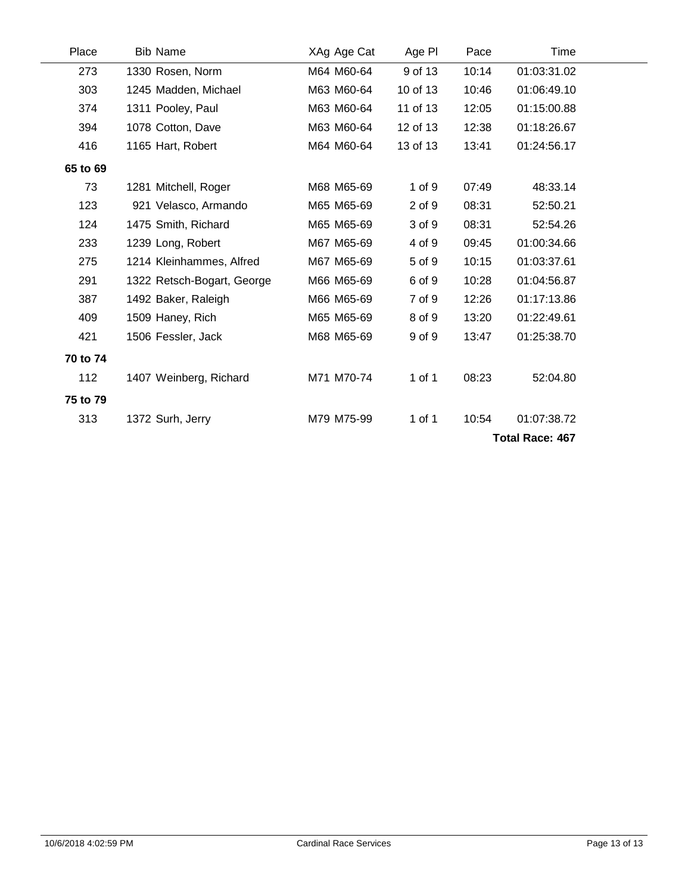| Place | Bib | Name | XAg | Age Cat | Age Pl | Pace | Time |
|---|---|---|---|---|---|---|---|
| 273 | 1330 | Rosen, Norm | M64 | M60-64 | 9 of 13 | 10:14 | 01:03:31.02 |
| 303 | 1245 | Madden, Michael | M63 | M60-64 | 10 of 13 | 10:46 | 01:06:49.10 |
| 374 | 1311 | Pooley, Paul | M63 | M60-64 | 11 of 13 | 12:05 | 01:15:00.88 |
| 394 | 1078 | Cotton, Dave | M63 | M60-64 | 12 of 13 | 12:38 | 01:18:26.67 |
| 416 | 1165 | Hart, Robert | M64 | M60-64 | 13 of 13 | 13:41 | 01:24:56.17 |
| **65 to 69** | | | | | | | |
| 73 | 1281 | Mitchell, Roger | M68 | M65-69 | 1 of 9 | 07:49 | 48:33.14 |
| 123 | 921 | Velasco, Armando | M65 | M65-69 | 2 of 9 | 08:31 | 52:50.21 |
| 124 | 1475 | Smith, Richard | M65 | M65-69 | 3 of 9 | 08:31 | 52:54.26 |
| 233 | 1239 | Long, Robert | M67 | M65-69 | 4 of 9 | 09:45 | 01:00:34.66 |
| 275 | 1214 | Kleinhammes, Alfred | M67 | M65-69 | 5 of 9 | 10:15 | 01:03:37.61 |
| 291 | 1322 | Retsch-Bogart, George | M66 | M65-69 | 6 of 9 | 10:28 | 01:04:56.87 |
| 387 | 1492 | Baker, Raleigh | M66 | M65-69 | 7 of 9 | 12:26 | 01:17:13.86 |
| 409 | 1509 | Haney, Rich | M65 | M65-69 | 8 of 9 | 13:20 | 01:22:49.61 |
| 421 | 1506 | Fessler, Jack | M68 | M65-69 | 9 of 9 | 13:47 | 01:25:38.70 |
| **70 to 74** | | | | | | | |
| 112 | 1407 | Weinberg, Richard | M71 | M70-74 | 1 of 1 | 08:23 | 52:04.80 |
| **75 to 79** | | | | | | | |
| 313 | 1372 | Surh, Jerry | M79 | M75-99 | 1 of 1 | 10:54 | 01:07:38.72 |

**Total Race: 467**

10/6/2018 4:02:59 PM    Cardinal Race Services